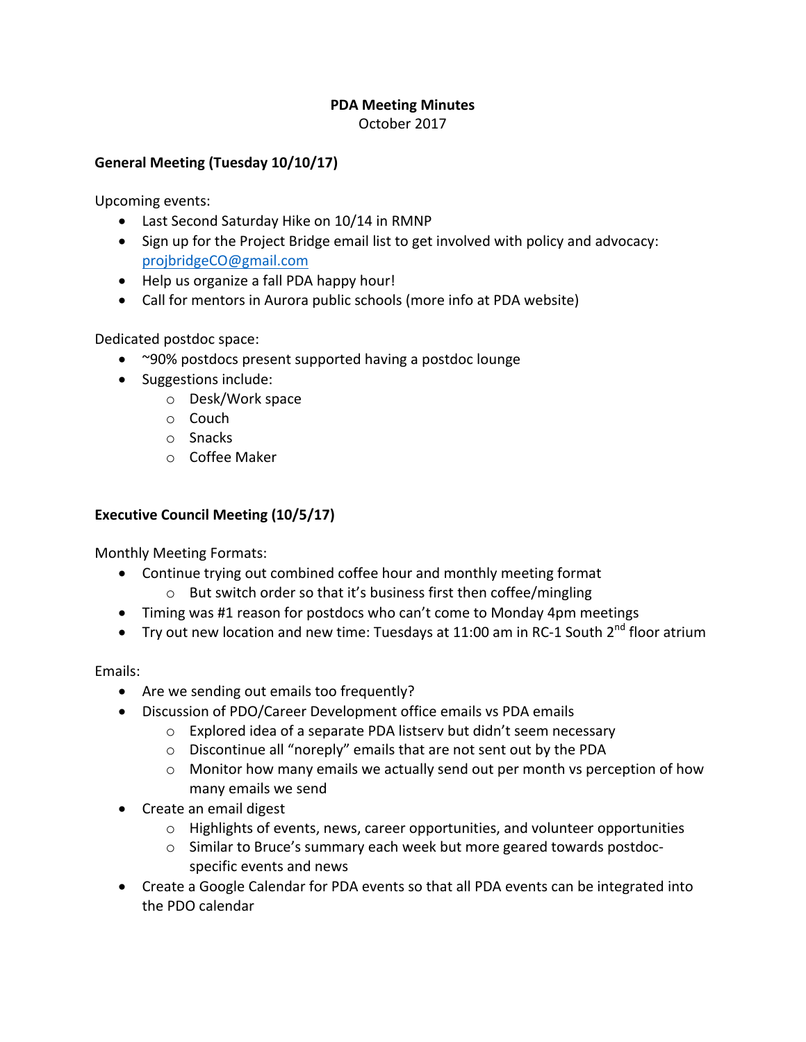**PDA Meeting Minutes**

October 2017

**General Meeting (Tuesday 10/10/17)**

Upcoming events:

- Last Second Saturday Hike on 10/14 in RMNP
- Sign up for the Project Bridge email list to get involved with policy and advocacy: projbridgeCO@gmail.com
- Help us organize a fall PDA happy hour!
- Call for mentors in Aurora public schools (more info at PDA website)

Dedicated postdoc space:

- ~90% postdocs present supported having a postdoc lounge
- Suggestions include:
  - Desk/Work space
  - Couch
  - Snacks
  - Coffee Maker

**Executive Council Meeting (10/5/17)**

Monthly Meeting Formats:

- Continue trying out combined coffee hour and monthly meeting format
  - But switch order so that it's business first then coffee/mingling
- Timing was #1 reason for postdocs who can't come to Monday 4pm meetings
- Try out new location and new time: Tuesdays at 11:00 am in RC-1 South 2nd floor atrium

Emails:

- Are we sending out emails too frequently?
- Discussion of PDO/Career Development office emails vs PDA emails
  - Explored idea of a separate PDA listserv but didn't seem necessary
  - Discontinue all "noreply" emails that are not sent out by the PDA
  - Monitor how many emails we actually send out per month vs perception of how many emails we send
- Create an email digest
  - Highlights of events, news, career opportunities, and volunteer opportunities
  - Similar to Bruce's summary each week but more geared towards postdoc-specific events and news
- Create a Google Calendar for PDA events so that all PDA events can be integrated into the PDO calendar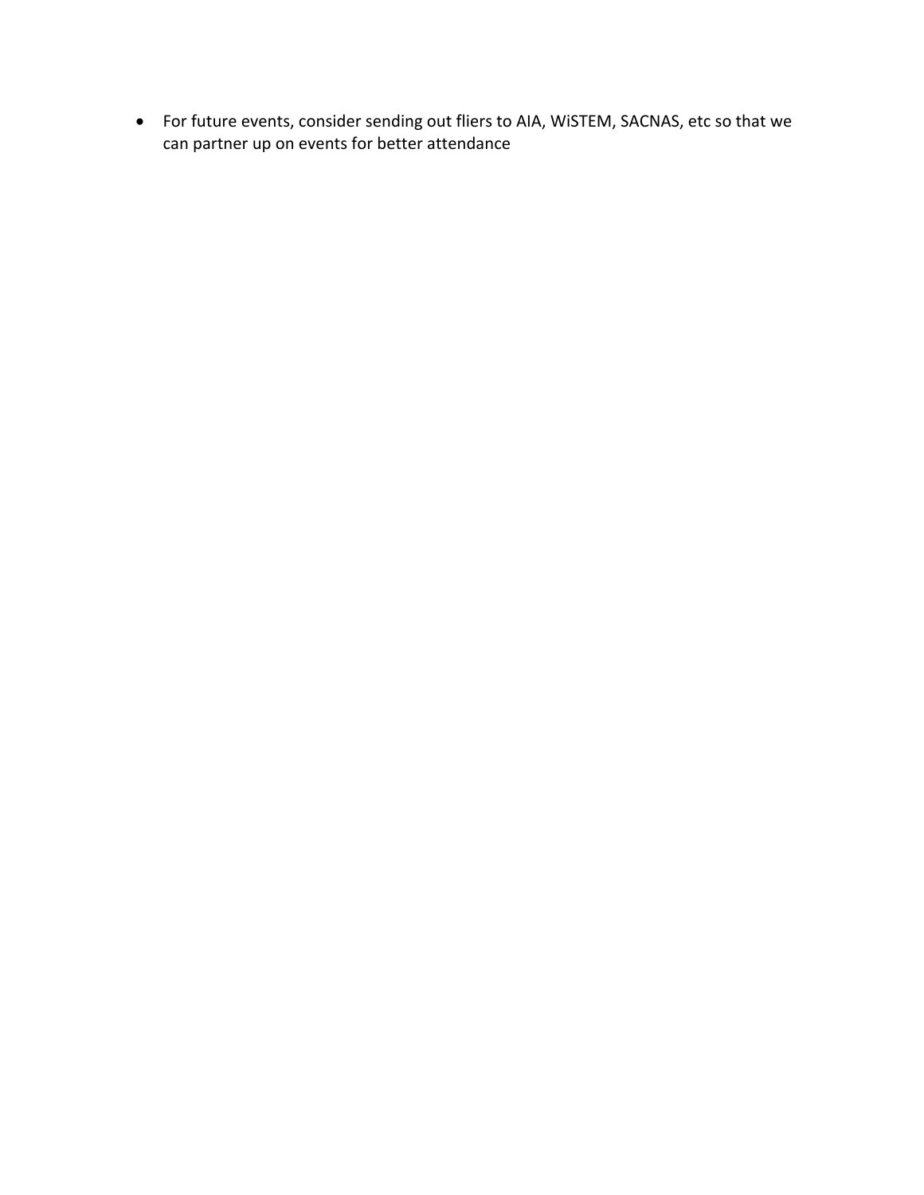- For future events, consider sending out fliers to AIA, WiSTEM, SACNAS, etc so that we can partner up on events for better attendance